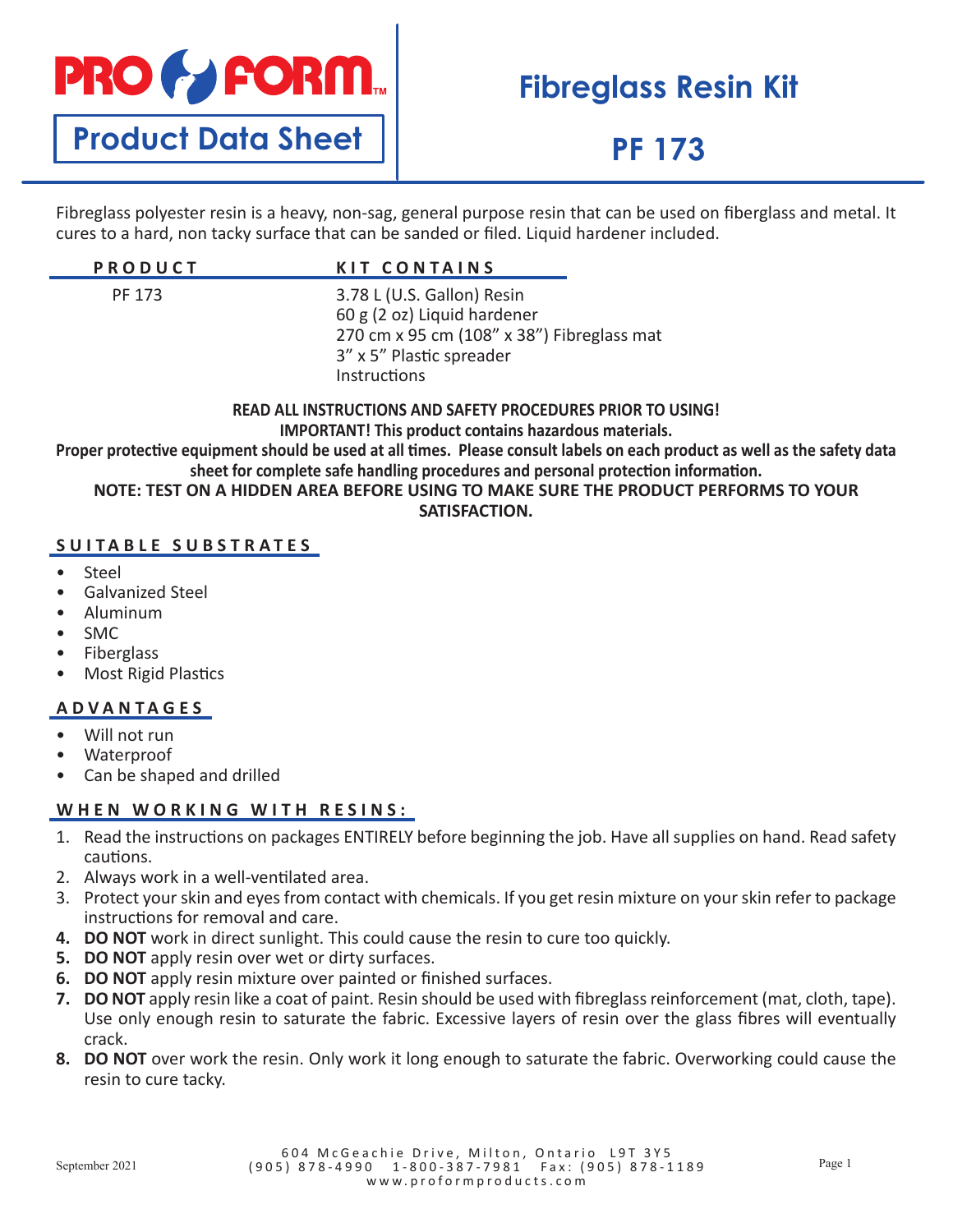# PRO FORM

## Product Data Sheet

# Fibreglass Resin Kit

# PF 173

Fibreglass polyester resin is a heavy, non-sag, general purpose resin that can be used on fiberglass and metal. It cures to a hard, non tacky surface that can be sanded or filed. Liquid hardener included.

| PRODUCT | KIT CONTAINS |
|---|---|
| PF 173 | 3.78 L (U.S. Gallon) Resin<br>60 g (2 oz) Liquid hardener<br>270 cm x 95 cm (108" x 38") Fibreglass mat<br>3" x 5" Plastic spreader<br>Instructions |

**READ ALL INSTRUCTIONS AND SAFETY PROCEDURES PRIOR TO USING!**
**IMPORTANT! This product contains hazardous materials.**
**Proper protective equipment should be used at all times. Please consult labels on each product as well as the safety data sheet for complete safe handling procedures and personal protection information.**
**NOTE: TEST ON A HIDDEN AREA BEFORE USING TO MAKE SURE THE PRODUCT PERFORMS TO YOUR SATISFACTION.**

## SUITABLE SUBSTRATES

- Steel
- Galvanized Steel
- Aluminum
- SMC
- Fiberglass
- Most Rigid Plastics

## ADVANTAGES

- Will not run
- Waterproof
- Can be shaped and drilled

## WHEN WORKING WITH RESINS:

1. Read the instructions on packages ENTIRELY before beginning the job. Have all supplies on hand. Read safety cautions.
2. Always work in a well-ventilated area.
3. Protect your skin and eyes from contact with chemicals. If you get resin mixture on your skin refer to package instructions for removal and care.
4. **DO NOT** work in direct sunlight. This could cause the resin to cure too quickly.
5. **DO NOT** apply resin over wet or dirty surfaces.
6. **DO NOT** apply resin mixture over painted or finished surfaces.
7. **DO NOT** apply resin like a coat of paint. Resin should be used with fibreglass reinforcement (mat, cloth, tape). Use only enough resin to saturate the fabric. Excessive layers of resin over the glass fibres will eventually crack.
8. **DO NOT** over work the resin. Only work it long enough to saturate the fabric. Overworking could cause the resin to cure tacky.

September 2021

604 McGeachie Drive, Milton, Ontario L9T 3Y5
(905) 878-4990 1-800-387-7981 Fax: (905) 878-1189
www.proformproducts.com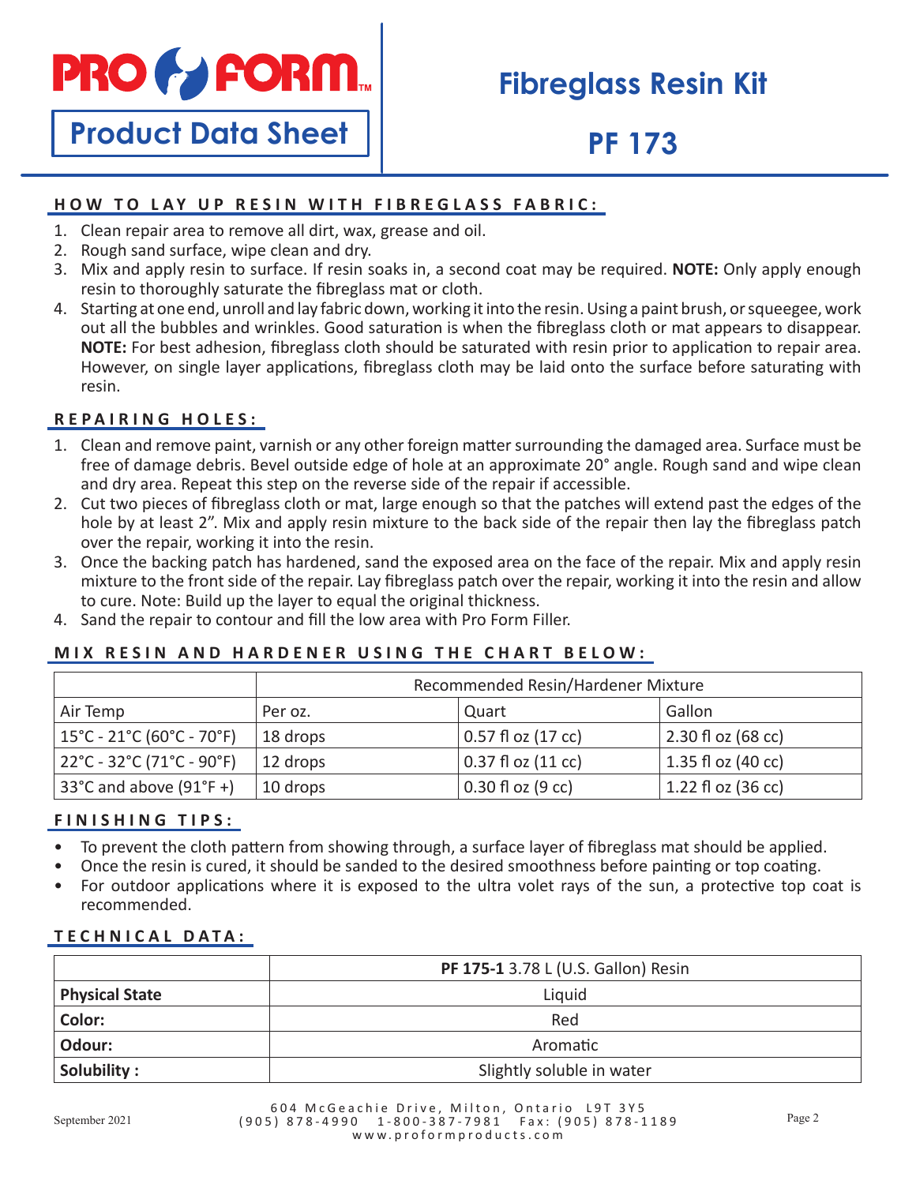**PRO FORM**

**Product Data Sheet**

# Fibreglass Resin Kit

# PF 173

## HOW TO LAY UP RESIN WITH FIBREGLASS FABRIC:

1. Clean repair area to remove all dirt, wax, grease and oil.
2. Rough sand surface, wipe clean and dry.
3. Mix and apply resin to surface. If resin soaks in, a second coat may be required. **NOTE:** Only apply enough resin to thoroughly saturate the fibreglass mat or cloth.
4. Starting at one end, unroll and lay fabric down, working it into the resin. Using a paint brush, or squeegee, work out all the bubbles and wrinkles. Good saturation is when the fibreglass cloth or mat appears to disappear. **NOTE:** For best adhesion, fibreglass cloth should be saturated with resin prior to application to repair area. However, on single layer applications, fibreglass cloth may be laid onto the surface before saturating with resin.

## REPAIRING HOLES:

1. Clean and remove paint, varnish or any other foreign matter surrounding the damaged area. Surface must be free of damage debris. Bevel outside edge of hole at an approximate 20° angle. Rough sand and wipe clean and dry area. Repeat this step on the reverse side of the repair if accessible.
2. Cut two pieces of fibreglass cloth or mat, large enough so that the patches will extend past the edges of the hole by at least 2". Mix and apply resin mixture to the back side of the repair then lay the fibreglass patch over the repair, working it into the resin.
3. Once the backing patch has hardened, sand the exposed area on the face of the repair. Mix and apply resin mixture to the front side of the repair. Lay fibreglass patch over the repair, working it into the resin and allow to cure. Note: Build up the layer to equal the original thickness.
4. Sand the repair to contour and fill the low area with Pro Form Filler.

## MIX RESIN AND HARDENER USING THE CHART BELOW:

| | Recommended Resin/Hardener Mixture | | |
|---|---|---|---|
| Air Temp | Per oz. | Quart | Gallon |
| 15°C - 21°C (60°C - 70°F) | 18 drops | 0.57 fl oz (17 cc) | 2.30 fl oz (68 cc) |
| 22°C - 32°C (71°C - 90°F) | 12 drops | 0.37 fl oz (11 cc) | 1.35 fl oz (40 cc) |
| 33°C and above (91°F +) | 10 drops | 0.30 fl oz (9 cc) | 1.22 fl oz (36 cc) |

## FINISHING TIPS:

- To prevent the cloth pattern from showing through, a surface layer of fibreglass mat should be applied.
- Once the resin is cured, it should be sanded to the desired smoothness before painting or top coating.
- For outdoor applications where it is exposed to the ultra volet rays of the sun, a protective top coat is recommended.

## TECHNICAL DATA:

| | **PF 175-1** 3.78 L (U.S. Gallon) Resin |
|---|---|
| **Physical State** | Liquid |
| **Color:** | Red |
| **Odour:** | Aromatic |
| **Solubility :** | Slightly soluble in water |

September 2021

604 McGeachie Drive, Milton, Ontario L9T 3Y5
(905) 878-4990 1-800-387-7981 Fax: (905) 878-1189
www.proformproducts.com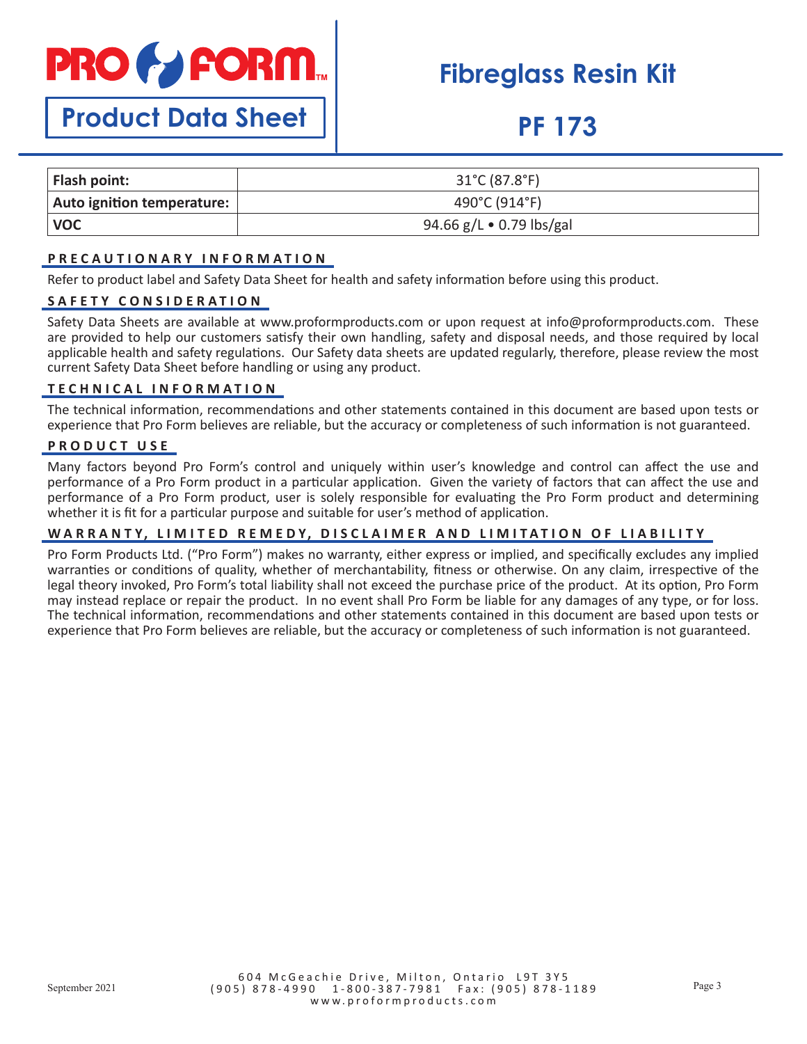# PRO FORM

## Product Data Sheet

# Fibreglass Resin Kit

# PF 173

| | |
|---|---|
| **Flash point:** | 31°C (87.8°F) |
| **Auto ignition temperature:** | 490°C (914°F) |
| **VOC** | 94.66 g/L • 0.79 lbs/gal |

### PRECAUTIONARY INFORMATION

Refer to product label and Safety Data Sheet for health and safety information before using this product.

### SAFETY CONSIDERATION

Safety Data Sheets are available at www.proformproducts.com or upon request at info@proformproducts.com. These are provided to help our customers satisfy their own handling, safety and disposal needs, and those required by local applicable health and safety regulations. Our Safety data sheets are updated regularly, therefore, please review the most current Safety Data Sheet before handling or using any product.

### TECHNICAL INFORMATION

The technical information, recommendations and other statements contained in this document are based upon tests or experience that Pro Form believes are reliable, but the accuracy or completeness of such information is not guaranteed.

### PRODUCT USE

Many factors beyond Pro Form's control and uniquely within user's knowledge and control can affect the use and performance of a Pro Form product in a particular application. Given the variety of factors that can affect the use and performance of a Pro Form product, user is solely responsible for evaluating the Pro Form product and determining whether it is fit for a particular purpose and suitable for user's method of application.

### WARRANTY, LIMITED REMEDY, DISCLAIMER AND LIMITATION OF LIABILITY

Pro Form Products Ltd. ("Pro Form") makes no warranty, either express or implied, and specifically excludes any implied warranties or conditions of quality, whether of merchantability, fitness or otherwise. On any claim, irrespective of the legal theory invoked, Pro Form's total liability shall not exceed the purchase price of the product. At its option, Pro Form may instead replace or repair the product. In no event shall Pro Form be liable for any damages of any type, or for loss. The technical information, recommendations and other statements contained in this document are based upon tests or experience that Pro Form believes are reliable, but the accuracy or completeness of such information is not guaranteed.

September 2021

604 McGeachie Drive, Milton, Ontario L9T 3Y5
(905) 878-4990 1-800-387-7981 Fax: (905) 878-1189
www.proformproducts.com